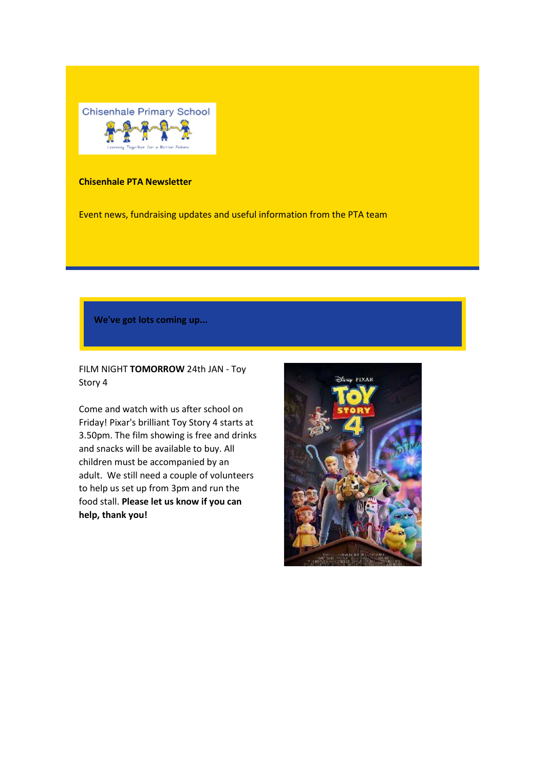Chisenhale Primary School

Learning Together for a Better Future

**Chisenhale PTA Newsletter**

Event news, fundraising updates and useful information from the PTA team

**We've got lots coming up...**

FILM NIGHT **TOMORROW** 24th JAN - Toy Story 4

Come and watch with us after school on Friday! Pixar's brilliant Toy Story 4 starts at 3.50pm. The film showing is free and drinks and snacks will be available to buy. All children must be accompanied by an adult. We still need a couple of volunteers to help us set up from 3pm and run the food stall. **Please let us know if you can help, thank you!**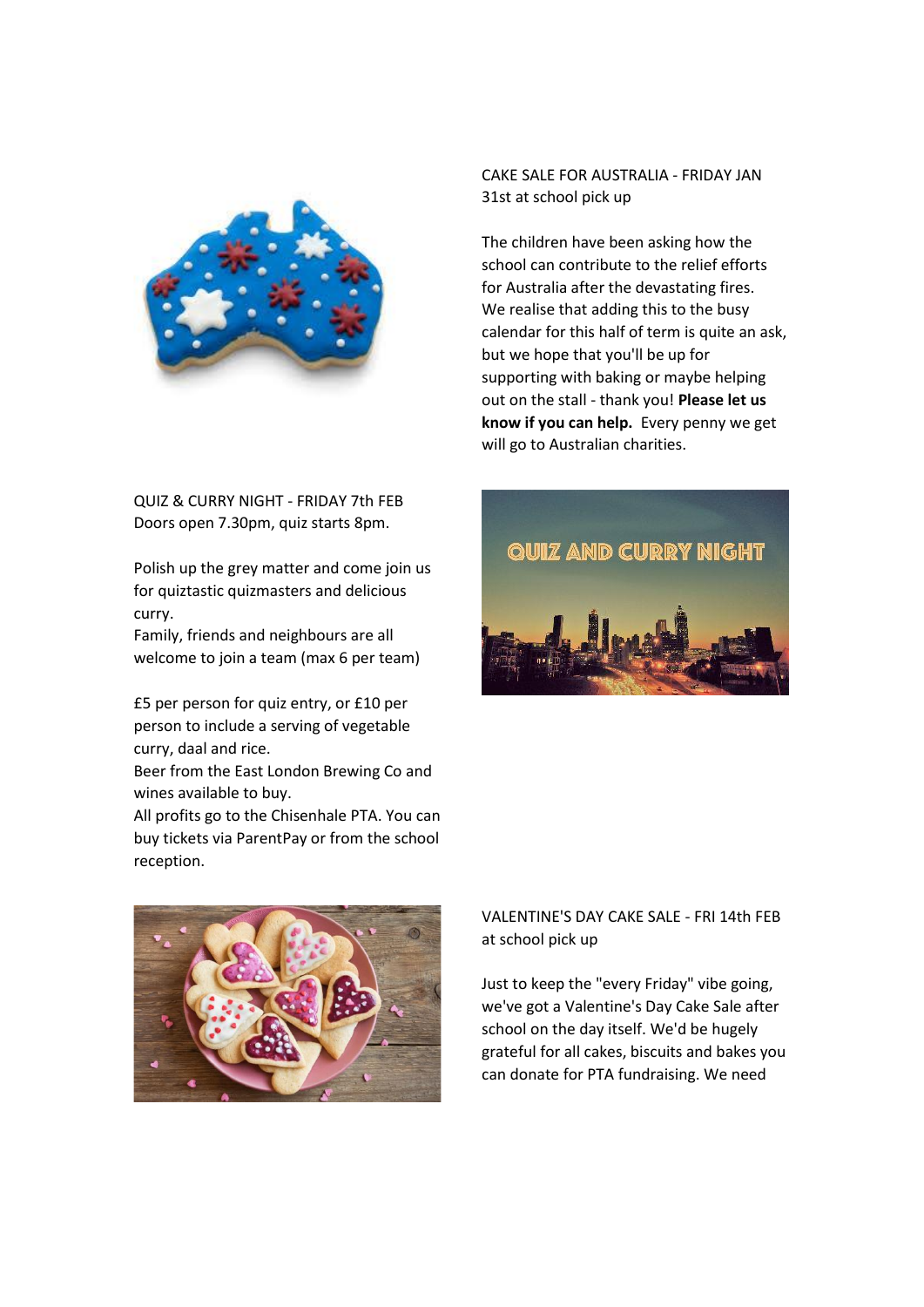CAKE SALE FOR AUSTRALIA - FRIDAY JAN 31st at school pick up

The children have been asking how the school can contribute to the relief efforts for Australia after the devastating fires. We realise that adding this to the busy calendar for this half of term is quite an ask, but we hope that you'll be up for supporting with baking or maybe helping out on the stall - thank you! **Please let us know if you can help.** Every penny we get will go to Australian charities.

QUIZ & CURRY NIGHT - FRIDAY 7th FEB
Doors open 7.30pm, quiz starts 8pm.

Polish up the grey matter and come join us for quiztastic quizmasters and delicious curry.
Family, friends and neighbours are all welcome to join a team (max 6 per team)

£5 per person for quiz entry, or £10 per person to include a serving of vegetable curry, daal and rice.
Beer from the East London Brewing Co and wines available to buy.
All profits go to the Chisenhale PTA. You can buy tickets via ParentPay or from the school reception.

VALENTINE'S DAY CAKE SALE - FRI 14th FEB at school pick up

Just to keep the "every Friday" vibe going, we've got a Valentine's Day Cake Sale after school on the day itself. We'd be hugely grateful for all cakes, biscuits and bakes you can donate for PTA fundraising. We need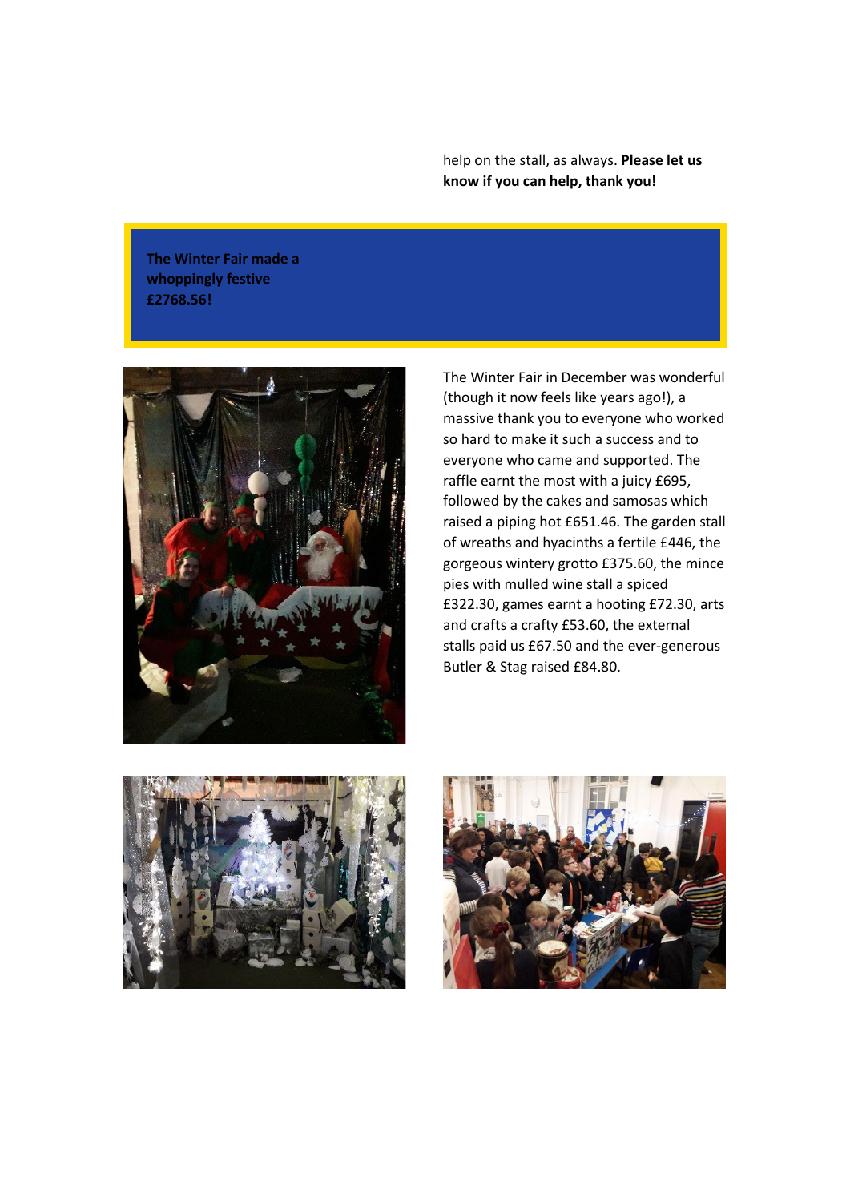help on the stall, as always. **Please let us know if you can help, thank you!**

**The Winter Fair made a whoppingly festive £2768.56!**

The Winter Fair in December was wonderful (though it now feels like years ago!), a massive thank you to everyone who worked so hard to make it such a success and to everyone who came and supported. The raffle earnt the most with a juicy £695, followed by the cakes and samosas which raised a piping hot £651.46. The garden stall of wreaths and hyacinths a fertile £446, the gorgeous wintery grotto £375.60, the mince pies with mulled wine stall a spiced £322.30, games earnt a hooting £72.30, arts and crafts a crafty £53.60, the external stalls paid us £67.50 and the ever-generous Butler & Stag raised £84.80.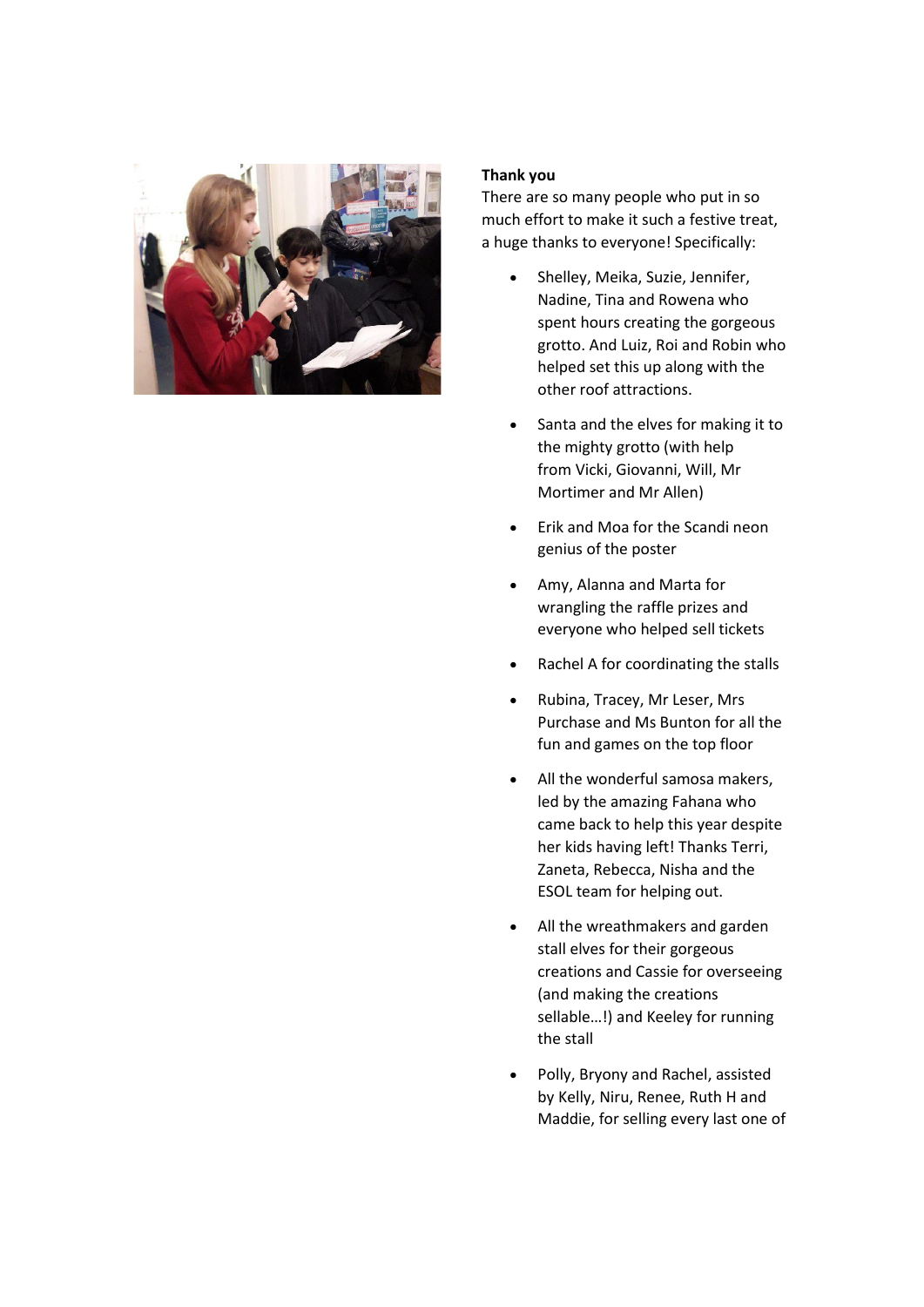**Thank you**

There are so many people who put in so much effort to make it such a festive treat, a huge thanks to everyone! Specifically:

- Shelley, Meika, Suzie, Jennifer, Nadine, Tina and Rowena who spent hours creating the gorgeous grotto. And Luiz, Roi and Robin who helped set this up along with the other roof attractions.
- Santa and the elves for making it to the mighty grotto (with help from Vicki, Giovanni, Will, Mr Mortimer and Mr Allen)
- Erik and Moa for the Scandi neon genius of the poster
- Amy, Alanna and Marta for wrangling the raffle prizes and everyone who helped sell tickets
- Rachel A for coordinating the stalls
- Rubina, Tracey, Mr Leser, Mrs Purchase and Ms Bunton for all the fun and games on the top floor
- All the wonderful samosa makers, led by the amazing Fahana who came back to help this year despite her kids having left! Thanks Terri, Zaneta, Rebecca, Nisha and the ESOL team for helping out.
- All the wreathmakers and garden stall elves for their gorgeous creations and Cassie for overseeing (and making the creations sellable…!) and Keeley for running the stall
- Polly, Bryony and Rachel, assisted by Kelly, Niru, Renee, Ruth H and Maddie, for selling every last one of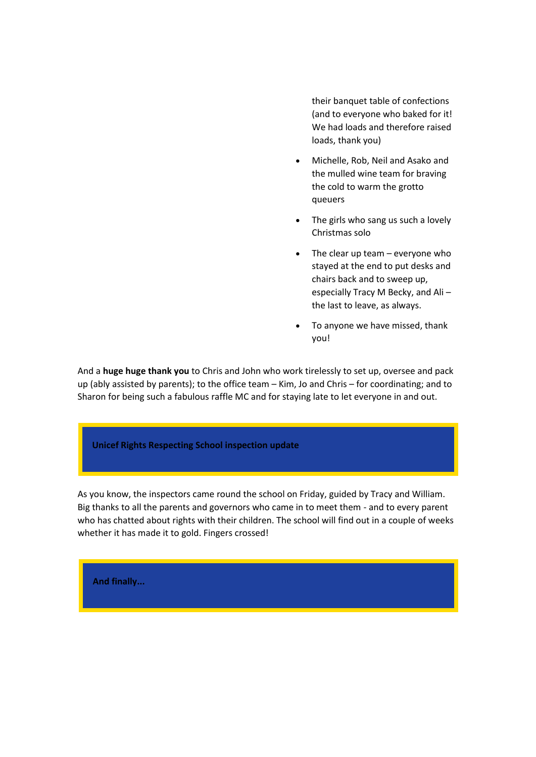their banquet table of confections (and to everyone who baked for it! We had loads and therefore raised loads, thank you)

- Michelle, Rob, Neil and Asako and the mulled wine team for braving the cold to warm the grotto queuers
- The girls who sang us such a lovely Christmas solo
- The clear up team – everyone who stayed at the end to put desks and chairs back and to sweep up, especially Tracy M Becky, and Ali – the last to leave, as always.
- To anyone we have missed, thank you!

And a **huge huge thank you** to Chris and John who work tirelessly to set up, oversee and pack up (ably assisted by parents); to the office team – Kim, Jo and Chris – for coordinating; and to Sharon for being such a fabulous raffle MC and for staying late to let everyone in and out.

## Unicef Rights Respecting School inspection update

As you know, the inspectors came round the school on Friday, guided by Tracy and William. Big thanks to all the parents and governors who came in to meet them - and to every parent who has chatted about rights with their children. The school will find out in a couple of weeks whether it has made it to gold. Fingers crossed!

## And finally...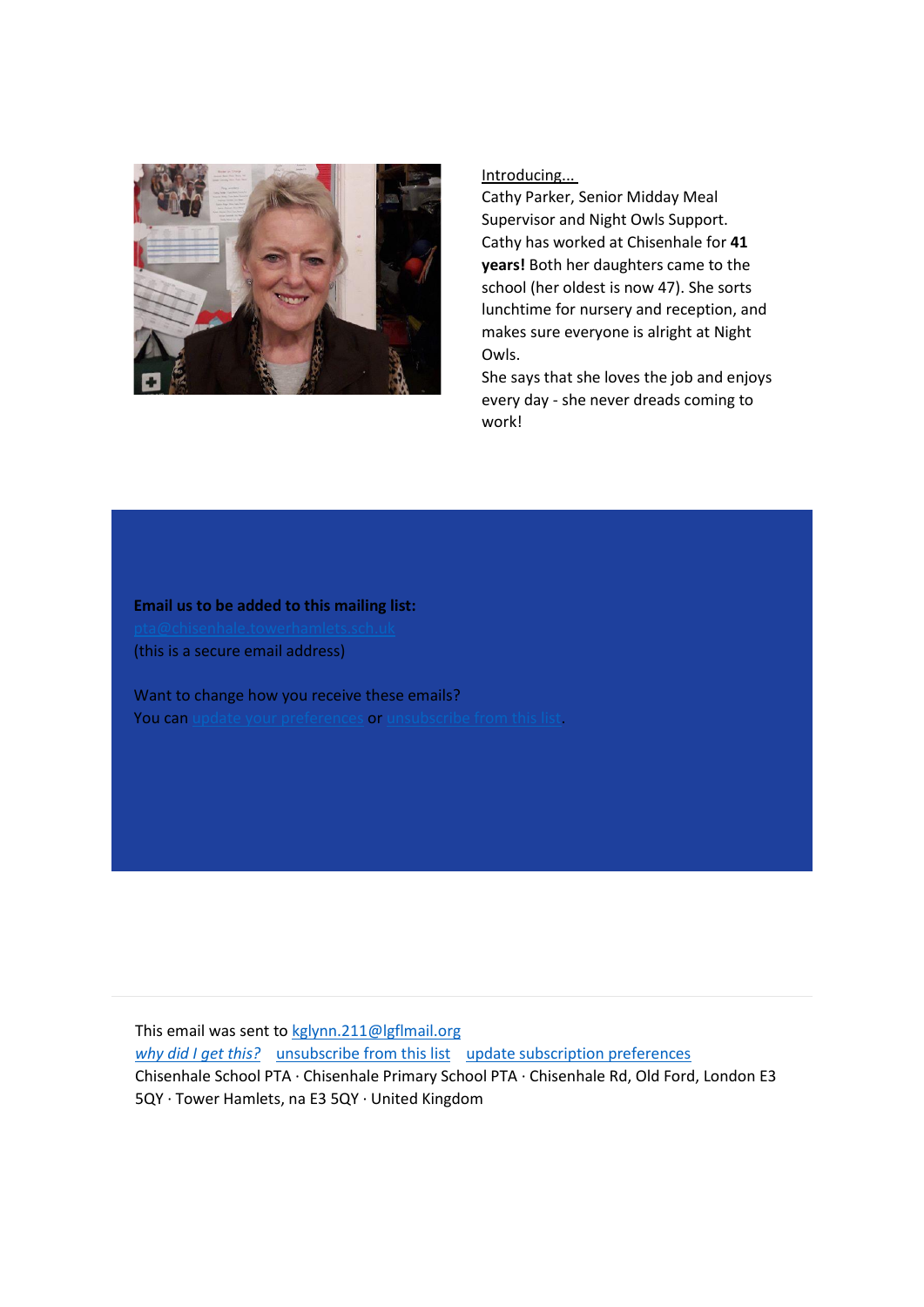Introducing...

Cathy Parker, Senior Midday Meal Supervisor and Night Owls Support. Cathy has worked at Chisenhale for **41 years!** Both her daughters came to the school (her oldest is now 47). She sorts lunchtime for nursery and reception, and makes sure everyone is alright at Night Owls.

She says that she loves the job and enjoys every day - she never dreads coming to work!

**Email us to be added to this mailing list:**
pta@chisenhale.towerhamlets.sch.uk
(this is a secure email address)

Want to change how you receive these emails?
You can update your preferences or unsubscribe from this list.

---

This email was sent to kglynn.211@lgflmail.org
*why did I get this?* unsubscribe from this list update subscription preferences
Chisenhale School PTA · Chisenhale Primary School PTA · Chisenhale Rd, Old Ford, London E3 5QY · Tower Hamlets, na E3 5QY · United Kingdom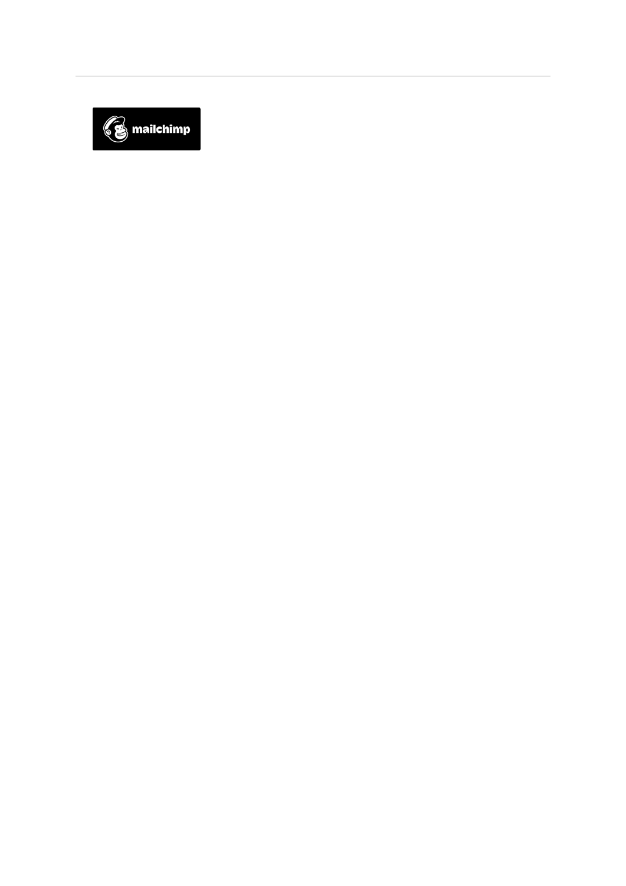mailchimp